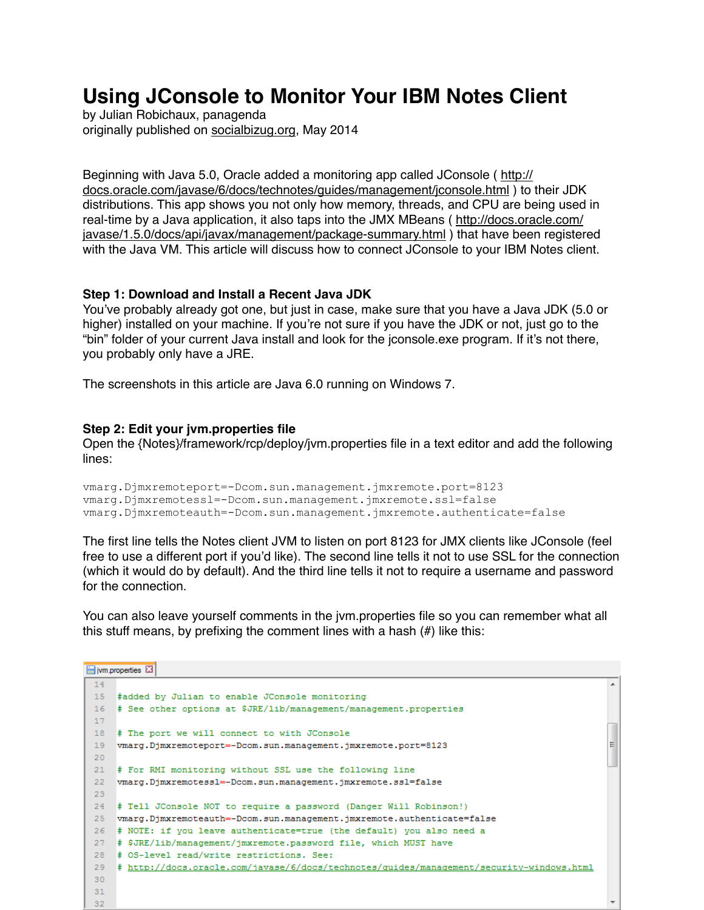# Using JConsole to Monitor Your IBM Notes Client

by Julian Robichaux, panagenda
originally published on socialbizug.org, May 2014

Beginning with Java 5.0, Oracle added a monitoring app called JConsole ( http://docs.oracle.com/javase/6/docs/technotes/guides/management/jconsole.html ) to their JDK distributions. This app shows you not only how memory, threads, and CPU are being used in real-time by a Java application, it also taps into the JMX MBeans ( http://docs.oracle.com/javase/1.5.0/docs/api/javax/management/package-summary.html ) that have been registered with the Java VM. This article will discuss how to connect JConsole to your IBM Notes client.

### Step 1: Download and Install a Recent Java JDK

You've probably already got one, but just in case, make sure that you have a Java JDK (5.0 or higher) installed on your machine. If you're not sure if you have the JDK or not, just go to the "bin" folder of your current Java install and look for the jconsole.exe program. If it's not there, you probably only have a JRE.

The screenshots in this article are Java 6.0 running on Windows 7.

### Step 2: Edit your jvm.properties file

Open the {Notes}/framework/rcp/deploy/jvm.properties file in a text editor and add the following lines:

```
vmarg.Djmxremoteport=-Dcom.sun.management.jmxremote.port=8123
vmarg.Djmxremotessl=-Dcom.sun.management.jmxremote.ssl=false
vmarg.Djmxremoteauth=-Dcom.sun.management.jmxremote.authenticate=false
```

The first line tells the Notes client JVM to listen on port 8123 for JMX clients like JConsole (feel free to use a different port if you'd like). The second line tells it not to use SSL for the connection (which it would do by default). And the third line tells it not to require a username and password for the connection.

You can also leave yourself comments in the jvm.properties file so you can remember what all this stuff means, by prefixing the comment lines with a hash (#) like this:

```
14
15  #added by Julian to enable JConsole monitoring
16  # See other options at $JRE/lib/management/management.properties
17
18  # The port we will connect to with JConsole
19  vmarg.Djmxremoteport=-Dcom.sun.management.jmxremote.port=8123
20
21  # For RMI monitoring without SSL use the following line
22  vmarg.Djmxremotessl=-Dcom.sun.management.jmxremote.ssl=false
23
24  # Tell JConsole NOT to require a password (Danger Will Robinson!)
25  vmarg.Djmxremoteauth=-Dcom.sun.management.jmxremote.authenticate=false
26  # NOTE: if you leave authenticate=true (the default) you also need a
27  # $JRE/lib/management/jmxremote.password file, which MUST have
28  # OS-level read/write restrictions. See:
29  # http://docs.oracle.com/javase/6/docs/technotes/guides/management/security-windows.html
30
31
32
```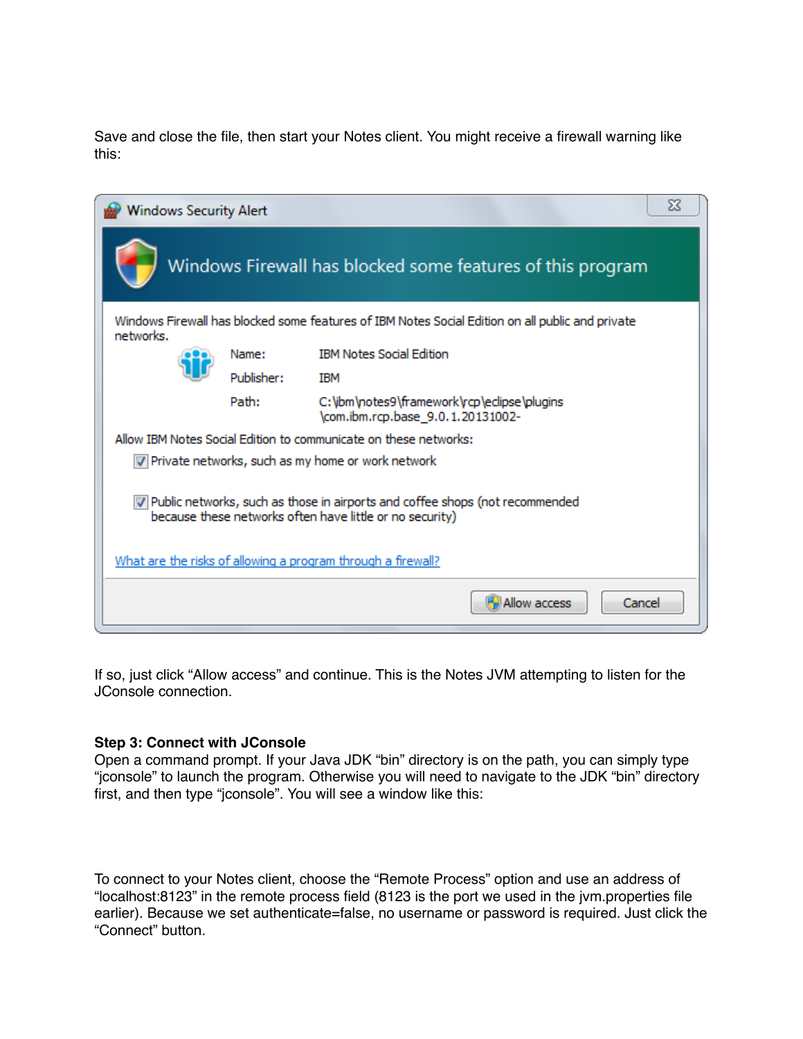Save and close the file, then start your Notes client. You might receive a firewall warning like this:

If so, just click "Allow access" and continue. This is the Notes JVM attempting to listen for the JConsole connection.

**Step 3: Connect with JConsole**

Open a command prompt. If your Java JDK "bin" directory is on the path, you can simply type "jconsole" to launch the program. Otherwise you will need to navigate to the JDK "bin" directory first, and then type "jconsole". You will see a window like this:

To connect to your Notes client, choose the "Remote Process" option and use an address of "localhost:8123" in the remote process field (8123 is the port we used in the jvm.properties file earlier). Because we set authenticate=false, no username or password is required. Just click the "Connect" button.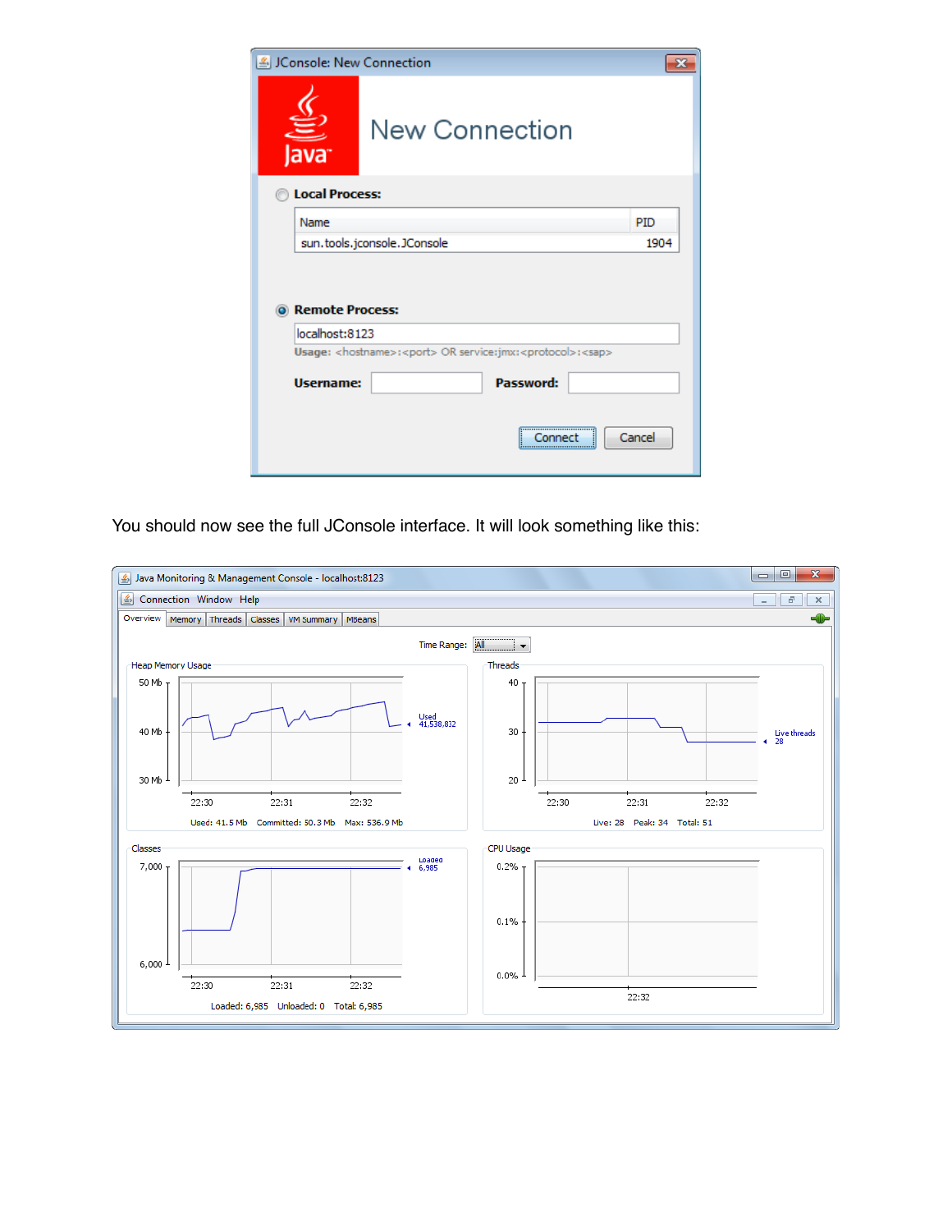You should now see the full JConsole interface. It will look something like this: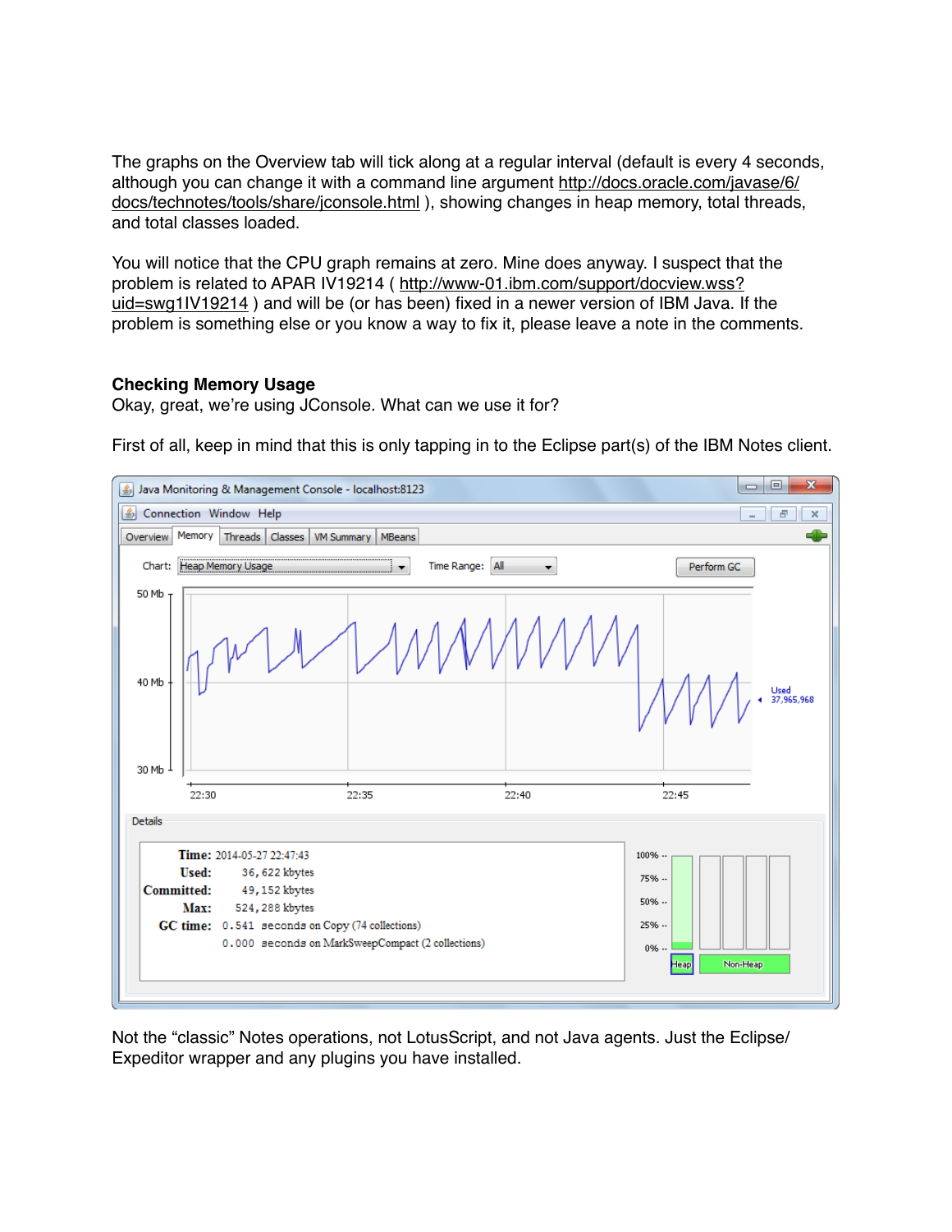The graphs on the Overview tab will tick along at a regular interval (default is every 4 seconds, although you can change it with a command line argument http://docs.oracle.com/javase/6/docs/technotes/tools/share/jconsole.html ), showing changes in heap memory, total threads, and total classes loaded.

You will notice that the CPU graph remains at zero. Mine does anyway. I suspect that the problem is related to APAR IV19214 ( http://www-01.ibm.com/support/docview.wss?uid=swg1IV19214 ) and will be (or has been) fixed in a newer version of IBM Java. If the problem is something else or you know a way to fix it, please leave a note in the comments.

**Checking Memory Usage**

Okay, great, we're using JConsole. What can we use it for?

First of all, keep in mind that this is only tapping in to the Eclipse part(s) of the IBM Notes client.

Not the "classic" Notes operations, not LotusScript, and not Java agents. Just the Eclipse/Expeditor wrapper and any plugins you have installed.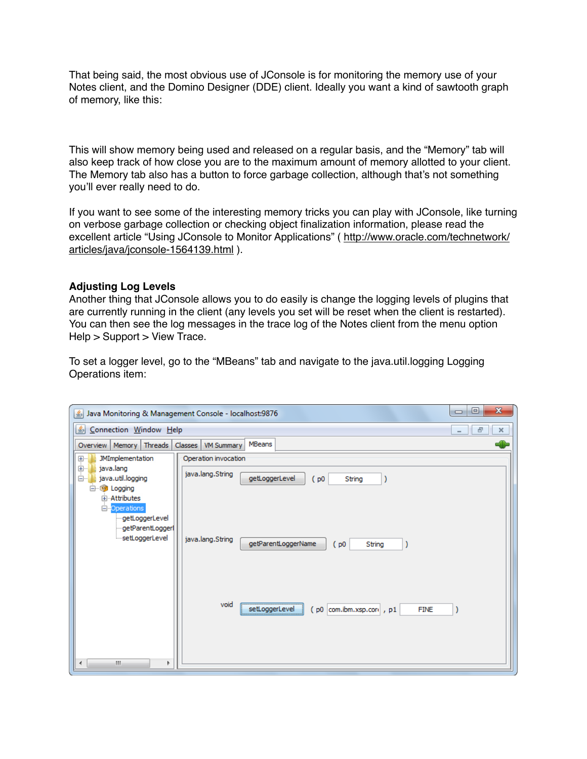That being said, the most obvious use of JConsole is for monitoring the memory use of your Notes client, and the Domino Designer (DDE) client. Ideally you want a kind of sawtooth graph of memory, like this:

This will show memory being used and released on a regular basis, and the “Memory” tab will also keep track of how close you are to the maximum amount of memory allotted to your client. The Memory tab also has a button to force garbage collection, although that’s not something you’ll ever really need to do.

If you want to see some of the interesting memory tricks you can play with JConsole, like turning on verbose garbage collection or checking object finalization information, please read the excellent article “Using JConsole to Monitor Applications” ( http://www.oracle.com/technetwork/articles/java/jconsole-1564139.html ).

**Adjusting Log Levels**

Another thing that JConsole allows you to do easily is change the logging levels of plugins that are currently running in the client (any levels you set will be reset when the client is restarted). You can then see the log messages in the trace log of the Notes client from the menu option Help > Support > View Trace.

To set a logger level, go to the “MBeans” tab and navigate to the java.util.logging Logging Operations item: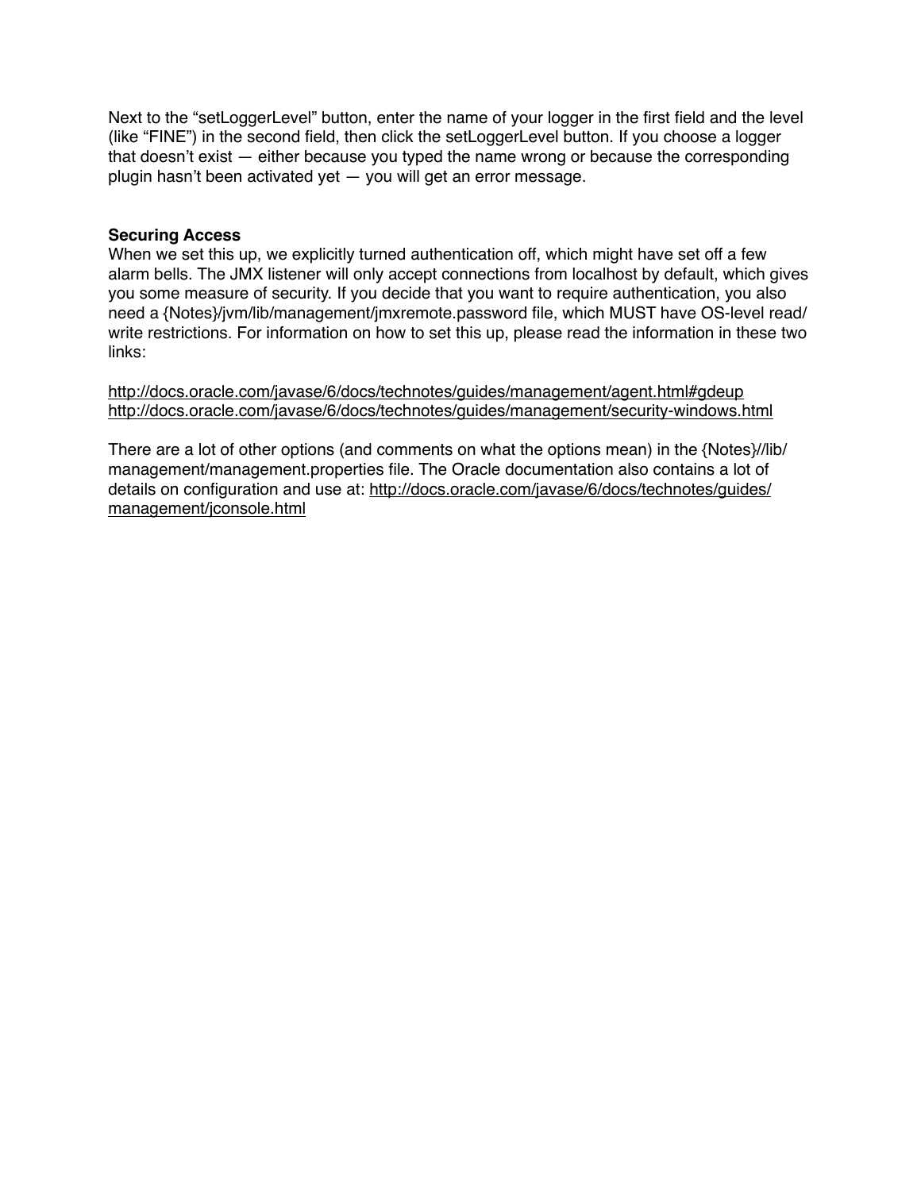Next to the "setLoggerLevel" button, enter the name of your logger in the first field and the level (like "FINE") in the second field, then click the setLoggerLevel button. If you choose a logger that doesn't exist — either because you typed the name wrong or because the corresponding plugin hasn't been activated yet — you will get an error message.

**Securing Access**

When we set this up, we explicitly turned authentication off, which might have set off a few alarm bells. The JMX listener will only accept connections from localhost by default, which gives you some measure of security. If you decide that you want to require authentication, you also need a {Notes}/jvm/lib/management/jmxremote.password file, which MUST have OS-level read/write restrictions. For information on how to set this up, please read the information in these two links:

http://docs.oracle.com/javase/6/docs/technotes/guides/management/agent.html#gdeup
http://docs.oracle.com/javase/6/docs/technotes/guides/management/security-windows.html

There are a lot of other options (and comments on what the options mean) in the {Notes}//lib/management/management.properties file. The Oracle documentation also contains a lot of details on configuration and use at: http://docs.oracle.com/javase/6/docs/technotes/guides/management/jconsole.html